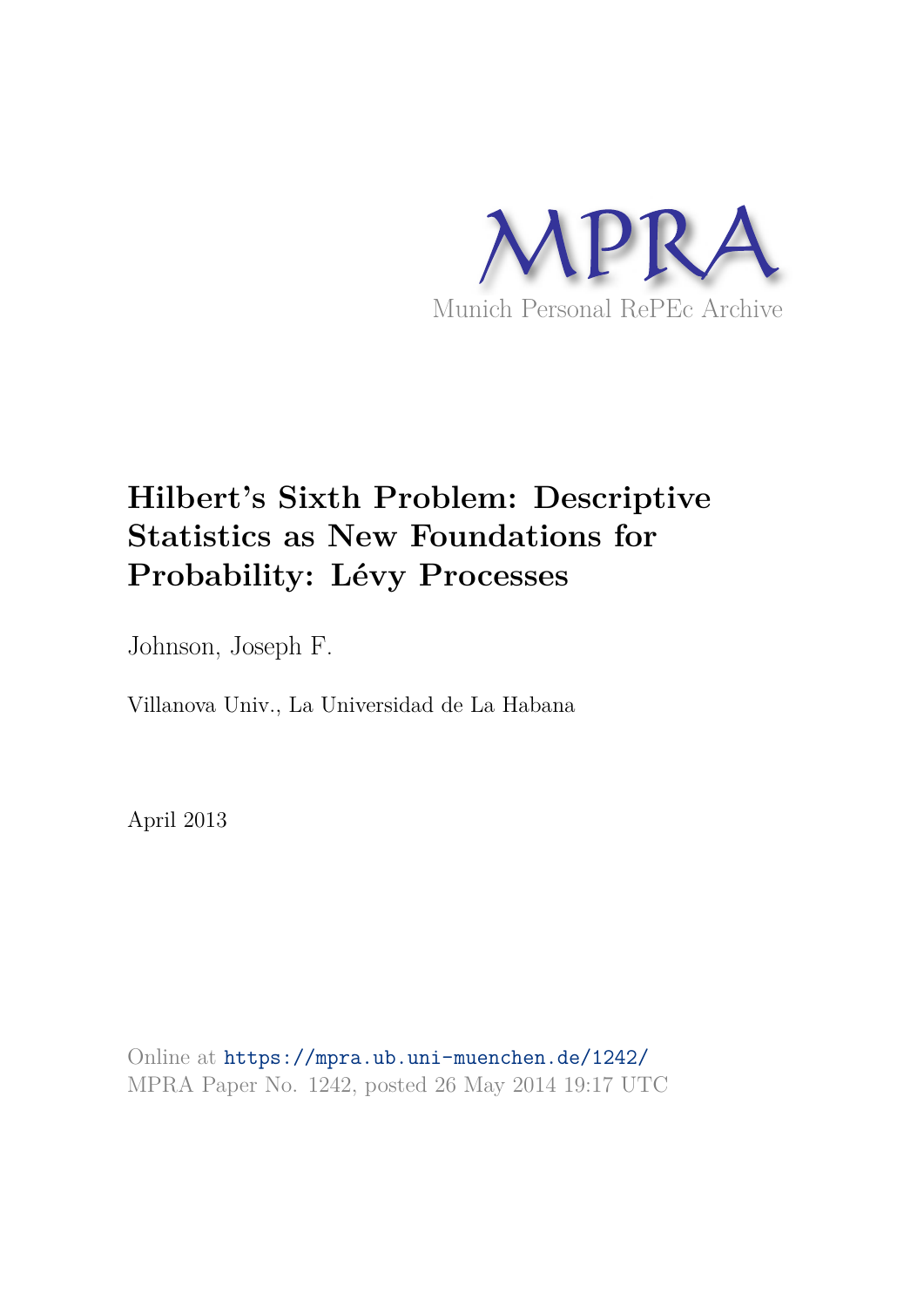MPRA

Munich Personal RePEc Archive

# Hilbert's Sixth Problem: Descriptive Statistics as New Foundations for Probability: Lévy Processes

Johnson, Joseph F.

Villanova Univ., La Universidad de La Habana

April 2013

Online at https://mpra.ub.uni-muenchen.de/1242/
MPRA Paper No. 1242, posted 26 May 2014 19:17 UTC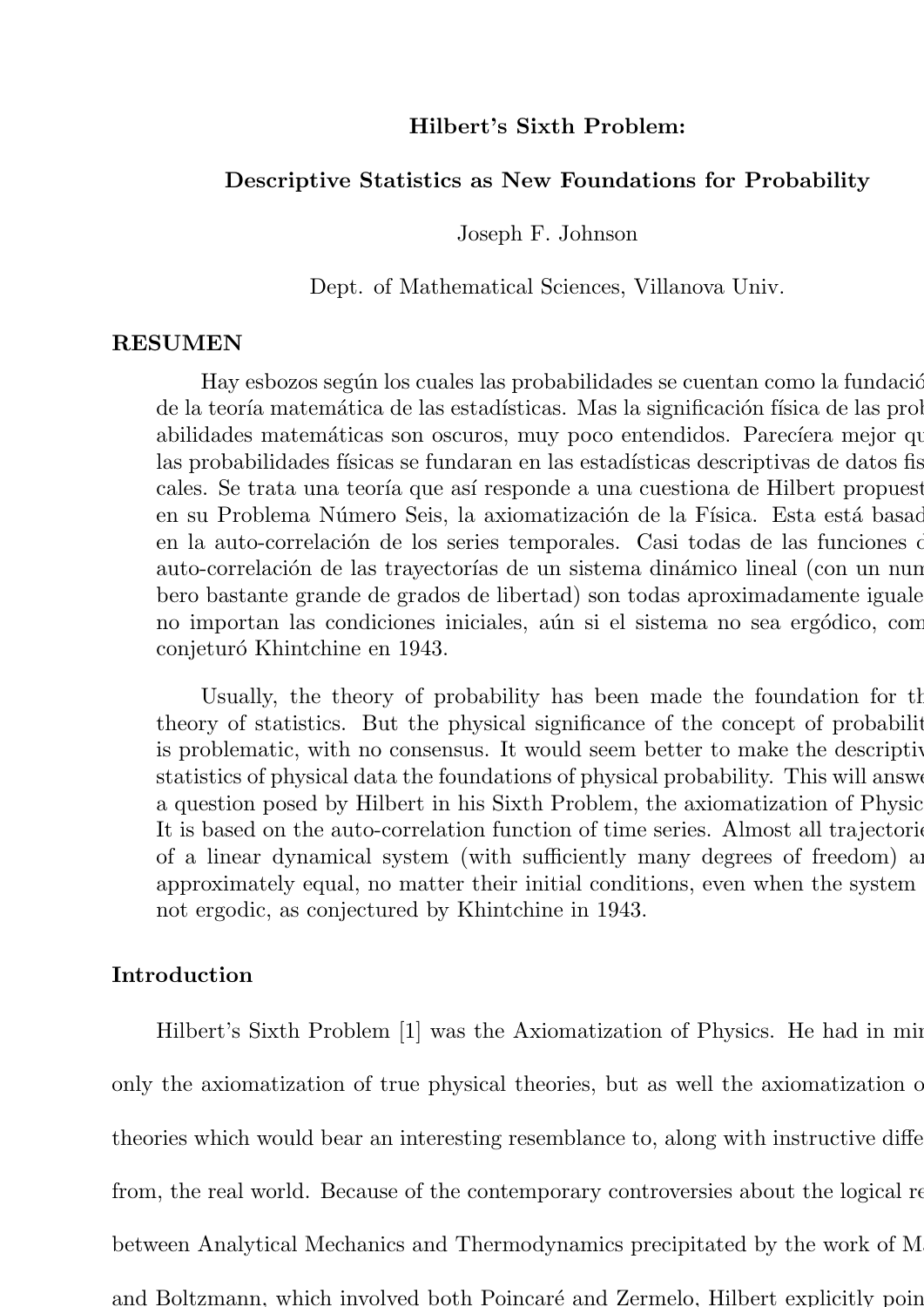**Hilbert's Sixth Problem:**

**Descriptive Statistics as New Foundations for Probability**

Joseph F. Johnson

Dept. of Mathematical Sciences, Villanova Univ.

**RESUMEN**

Hay esbozos según los cuales las probabilidades se cuentan como la fundació de la teoría matemática de las estadísticas. Mas la significación física de las probabilidades matemáticas son oscuros, muy poco entendidos. Parecíera mejor qu las probabilidades físicas se fundaran en las estadísticas descriptivas de datos fis cales. Se trata una teoría que así responde a una cuestiona de Hilbert propuest en su Problema Número Seis, la axiomatización de la Física. Esta está basad en la auto-correlación de los series temporales. Casi todas de las funciones d auto-correlación de las trayectorías de un sistema dinámico lineal (con un num bero bastante grande de grados de libertad) son todas aproximadamente iguale no importan las condiciones iniciales, aún si el sistema no sea ergódico, com conjeturó Khintchine en 1943.

Usually, the theory of probability has been made the foundation for th theory of statistics. But the physical significance of the concept of probabilit is problematic, with no consensus. It would seem better to make the descriptiv statistics of physical data the foundations of physical probability. This will answe a question posed by Hilbert in his Sixth Problem, the axiomatization of Physic It is based on the auto-correlation function of time series. Almost all trajectori of a linear dynamical system (with sufficiently many degrees of freedom) ar approximately equal, no matter their initial conditions, even when the system not ergodic, as conjectured by Khintchine in 1943.

## Introduction

Hilbert's Sixth Problem [1] was the Axiomatization of Physics. He had in min only the axiomatization of true physical theories, but as well the axiomatization o theories which would bear an interesting resemblance to, along with instructive diffe from, the real world. Because of the contemporary controversies about the logical re between Analytical Mechanics and Thermodynamics precipitated by the work of M and Boltzmann, which involved both Poincaré and Zermelo, Hilbert explicitly poi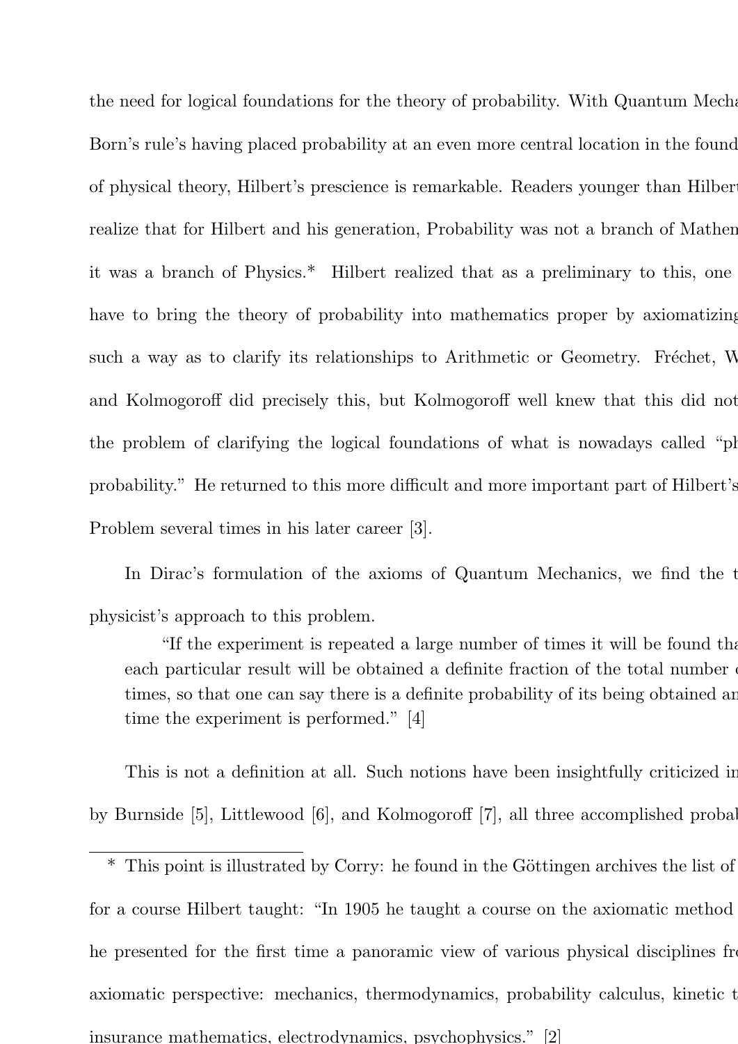the need for logical foundations for the theory of probability. With Quantum Mecha Born's rule's having placed probability at an even more central location in the found of physical theory, Hilbert's prescience is remarkable. Readers younger than Hilbert realize that for Hilbert and his generation, Probability was not a branch of Mathem it was a branch of Physics.* Hilbert realized that as a preliminary to this, one have to bring the theory of probability into mathematics proper by axiomatizing such a way as to clarify its relationships to Arithmetic or Geometry. Fréchet, W and Kolmogoroff did precisely this, but Kolmogoroff well knew that this did not the problem of clarifying the logical foundations of what is nowadays called "ph probability." He returned to this more difficult and more important part of Hilbert's Problem several times in his later career [3].

In Dirac's formulation of the axioms of Quantum Mechanics, we find the t physicist's approach to this problem.

> "If the experiment is repeated a large number of times it will be found tha each particular result will be obtained a definite fraction of the total number o times, so that one can say there is a definite probability of its being obtained an time the experiment is performed." [4]

This is not a definition at all. Such notions have been insightfully criticized in by Burnside [5], Littlewood [6], and Kolmogoroff [7], all three accomplished probab

---

\* This point is illustrated by Corry: he found in the Göttingen archives the list of for a course Hilbert taught: "In 1905 he taught a course on the axiomatic method he presented for the first time a panoramic view of various physical disciplines fro axiomatic perspective: mechanics, thermodynamics, probability calculus, kinetic t insurance mathematics, electrodynamics, psychophysics." [2]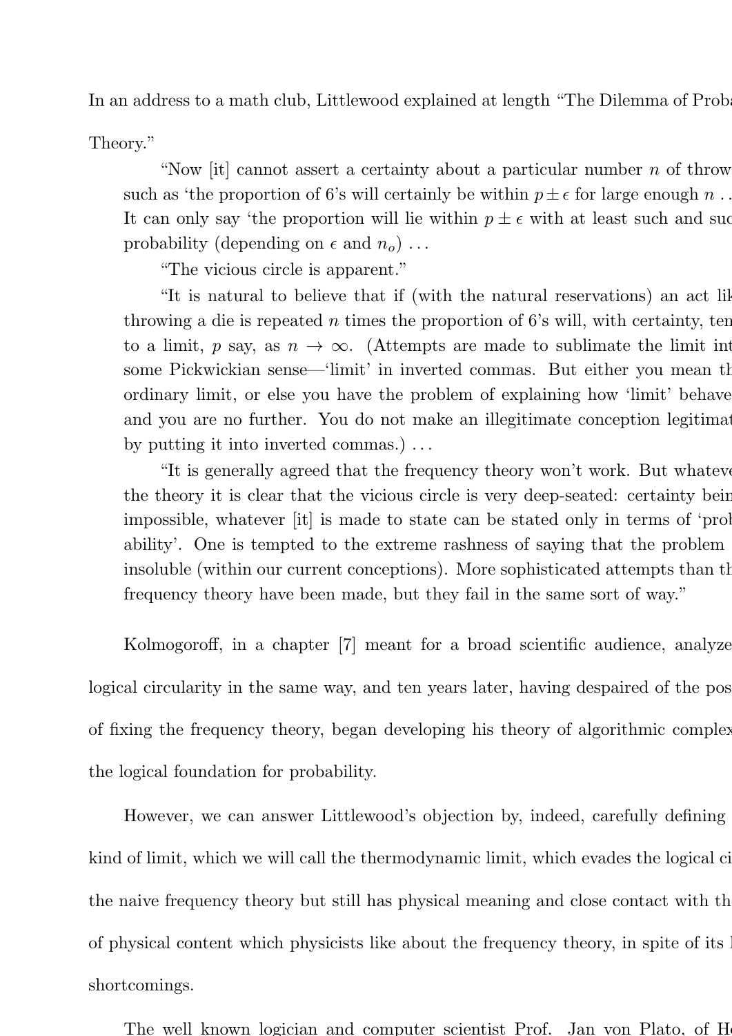In an address to a math club, Littlewood explained at length "The Dilemma of Proba

Theory."

> "Now [it] cannot assert a certainty about a particular number $n$ of throw such as 'the proportion of 6's will certainly be within $p \pm \epsilon$ for large enough $n$ . . . It can only say 'the proportion will lie within $p \pm \epsilon$ with at least such and suc probability (depending on $\epsilon$ and $n_o$) . . .
>
> "The vicious circle is apparent."
>
> "It is natural to believe that if (with the natural reservations) an act lik throwing a die is repeated $n$ times the proportion of 6's will, with certainty, ten to a limit, $p$ say, as $n \to \infty$. (Attempts are made to sublimate the limit int some Pickwickian sense—'limit' in inverted commas. But either you mean th ordinary limit, or else you have the problem of explaining how 'limit' behave and you are no further. You do not make an illegitimate conception legitima by putting it into inverted commas.) . . .
>
> "It is generally agreed that the frequency theory won't work. But whateve the theory it is clear that the vicious circle is very deep-seated: certainty bein impossible, whatever [it] is made to state can be stated only in terms of 'prob ability'. One is tempted to the extreme rashness of saying that the problem insoluble (within our current conceptions). More sophisticated attempts than th frequency theory have been made, but they fail in the same sort of way."

Kolmogoroff, in a chapter [7] meant for a broad scientific audience, analyze logical circularity in the same way, and ten years later, having despaired of the pos of fixing the frequency theory, began developing his theory of algorithmic complex the logical foundation for probability.

However, we can answer Littlewood's objection by, indeed, carefully defining kind of limit, which we will call the thermodynamic limit, which evades the logical ci the naive frequency theory but still has physical meaning and close contact with th of physical content which physicists like about the frequency theory, in spite of its shortcomings.

The well known logician and computer scientist Prof. Jan von Plato, of He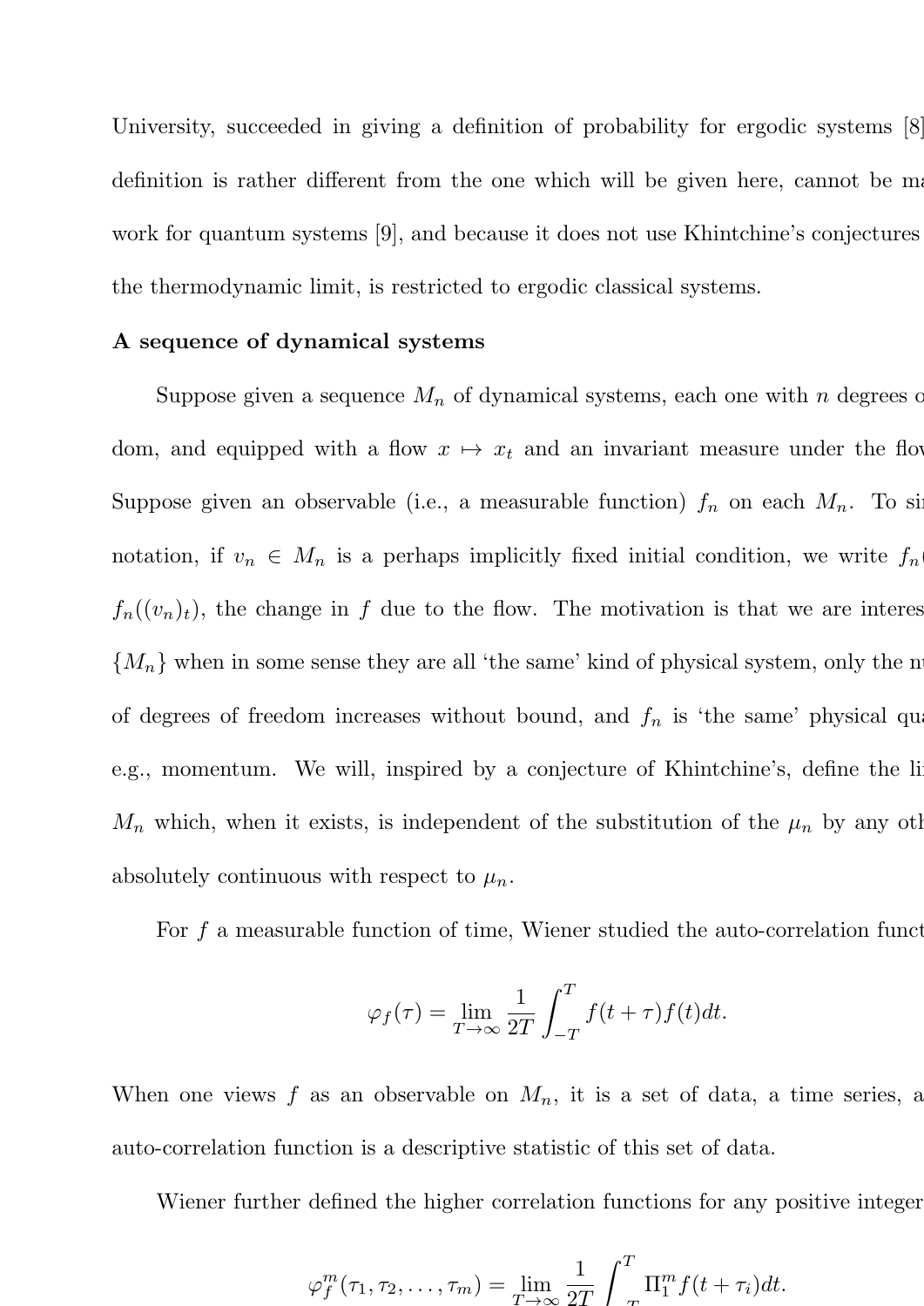University, succeeded in giving a definition of probability for ergodic systems [8] definition is rather different from the one which will be given here, cannot be ma work for quantum systems [9], and because it does not use Khintchine's conjectures the thermodynamic limit, is restricted to ergodic classical systems.

**A sequence of dynamical systems**

Suppose given a sequence $M_n$ of dynamical systems, each one with $n$ degrees o dom, and equipped with a flow $x \mapsto x_t$ and an invariant measure under the flow Suppose given an observable (i.e., a measurable function) $f_n$ on each $M_n$. To sin notation, if $v_n \in M_n$ is a perhaps implicitly fixed initial condition, we write $f_n$( $f_n((v_n)_t)$, the change in $f$ due to the flow. The motivation is that we are interes $\{M_n\}$ when in some sense they are all 'the same' kind of physical system, only the nu of degrees of freedom increases without bound, and $f_n$ is 'the same' physical qua e.g., momentum. We will, inspired by a conjecture of Khintchine's, define the li $M_n$ which, when it exists, is independent of the substitution of the $\mu_n$ by any oth absolutely continuous with respect to $\mu_n$.

For $f$ a measurable function of time, Wiener studied the auto-correlation funct

$$\varphi_f(\tau) = \lim_{T\to\infty} \frac{1}{2T} \int_{-T}^{T} f(t+\tau)f(t)dt.$$

When one views $f$ as an observable on $M_n$, it is a set of data, a time series, a auto-correlation function is a descriptive statistic of this set of data.

Wiener further defined the higher correlation functions for any positive integer

$$\varphi_f^m(\tau_1, \tau_2, \ldots, \tau_m) = \lim_{T\to\infty} \frac{1}{2T} \int_{-T}^{T} \Pi_1^m f(t+\tau_i)dt.$$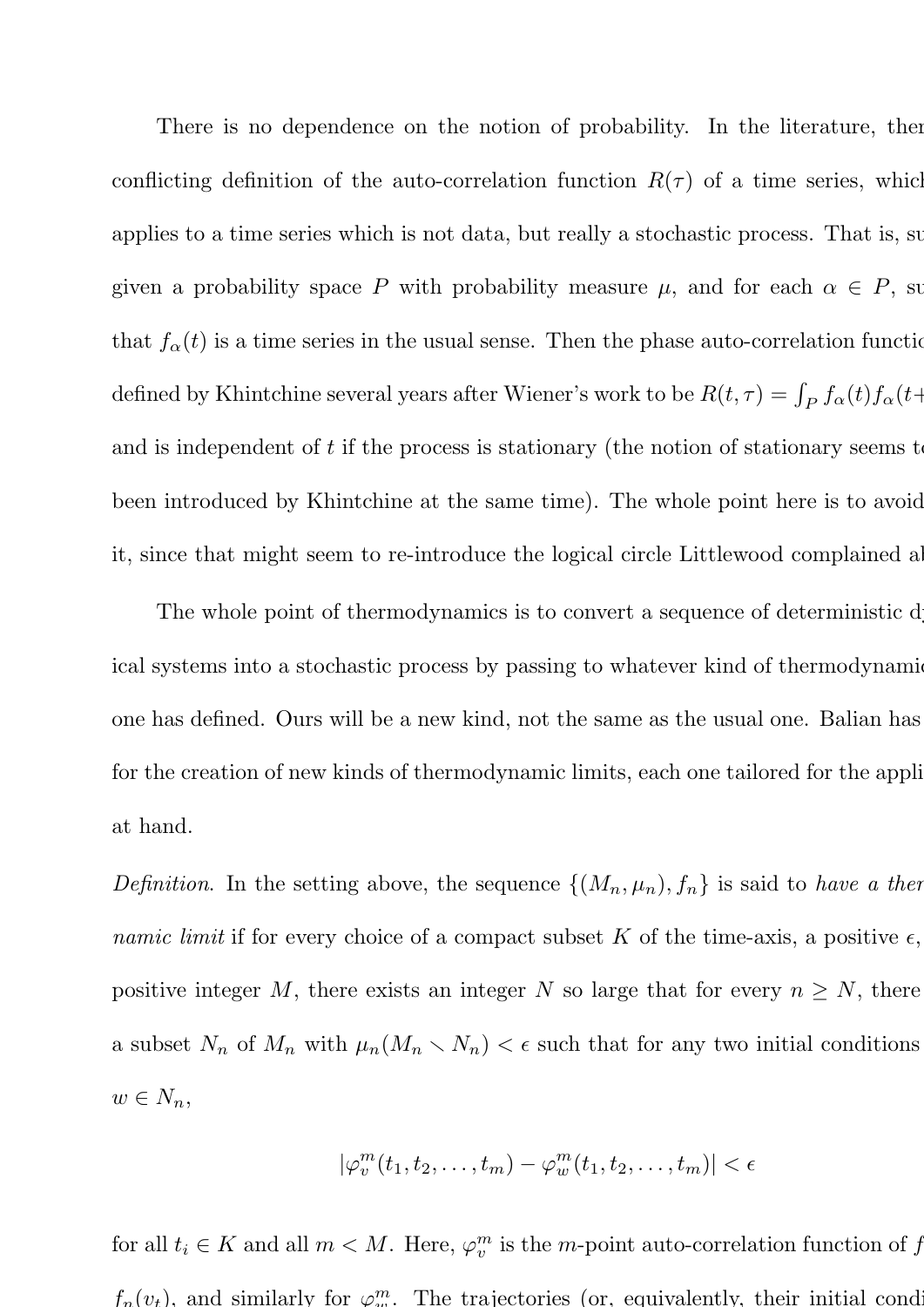There is no dependence on the notion of probability. In the literature, there is a conflicting definition of the auto-correlation function $R(\tau)$ of a time series, which applies to a time series which is not data, but really a stochastic process. That is, suppose given a probability space $P$ with probability measure $\mu$, and for each $\alpha \in P$, such that $f_\alpha(t)$ is a time series in the usual sense. Then the phase auto-correlation function is defined by Khintchine several years after Wiener's work to be $R(t, \tau) = \int_P f_\alpha(t) f_\alpha(t+$ and is independent of $t$ if the process is stationary (the notion of stationary seems to have been introduced by Khintchine at the same time). The whole point here is to avoid it, since that might seem to re-introduce the logical circle Littlewood complained about.

The whole point of thermodynamics is to convert a sequence of deterministic dynamical systems into a stochastic process by passing to whatever kind of thermodynamic limit one has defined. Ours will be a new kind, not the same as the usual one. Balian has called for the creation of new kinds of thermodynamic limits, each one tailored for the application at hand.

*Definition*. In the setting above, the sequence $\{(M_n, \mu_n), f_n\}$ is said to *have a thermodynamic limit* if for every choice of a compact subset $K$ of the time-axis, a positive $\epsilon$, and positive integer $M$, there exists an integer $N$ so large that for every $n \geq N$, there exists a subset $N_n$ of $M_n$ with $\mu_n(M_n \setminus N_n) < \epsilon$ such that for any two initial conditions $v,$ $w \in N_n$,

$$|\varphi_v^m(t_1, t_2, \ldots, t_m) - \varphi_w^m(t_1, t_2, \ldots, t_m)| < \epsilon$$

for all $t_i \in K$ and all $m < M$. Here, $\varphi_v^m$ is the $m$-point auto-correlation function of $f$ $f_n(v_t)$, and similarly for $\varphi_w^m$. The trajectories (or, equivalently, their initial condi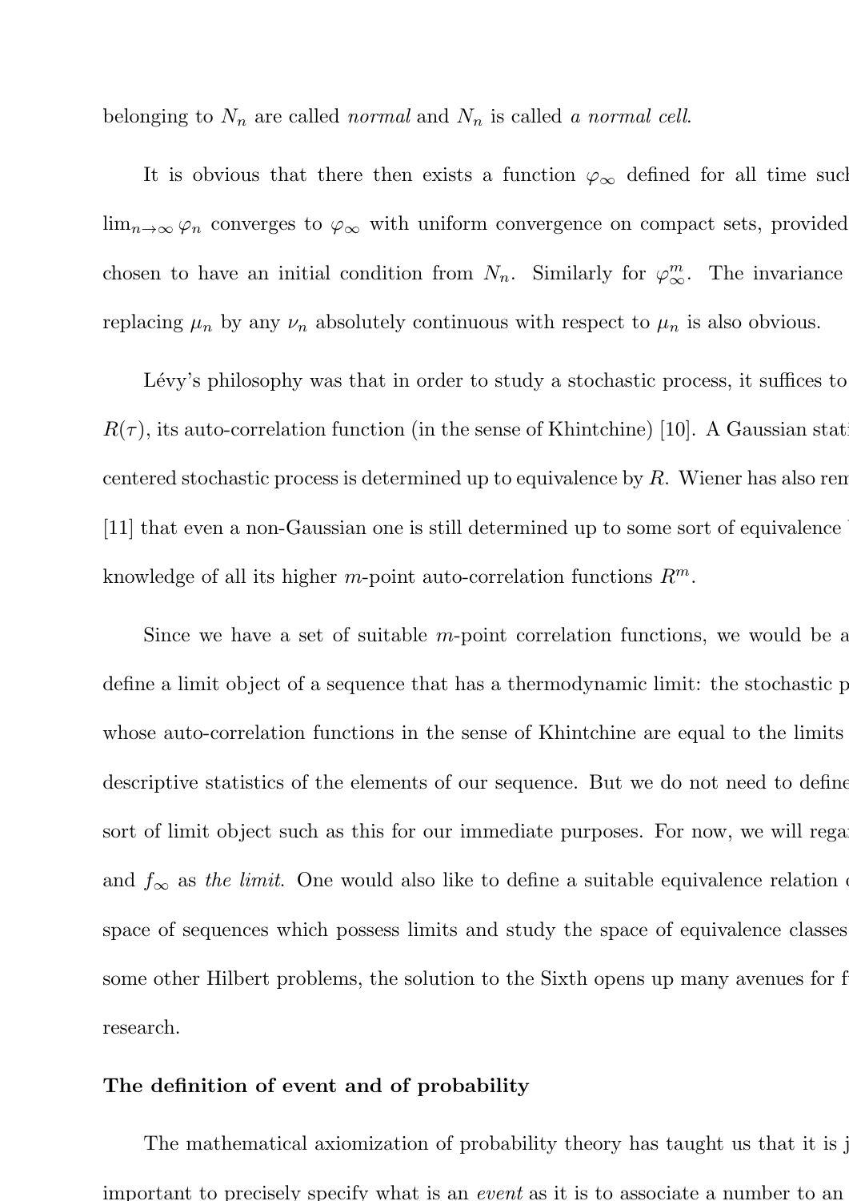belonging to $N_n$ are called *normal* and $N_n$ is called *a normal cell*.

It is obvious that there then exists a function $\varphi_\infty$ defined for all time such $\lim_{n\to\infty} \varphi_n$ converges to $\varphi_\infty$ with uniform convergence on compact sets, provided chosen to have an initial condition from $N_n$. Similarly for $\varphi^m_\infty$. The invariance replacing $\mu_n$ by any $\nu_n$ absolutely continuous with respect to $\mu_n$ is also obvious.

Lévy's philosophy was that in order to study a stochastic process, it suffices to $R(\tau)$, its auto-correlation function (in the sense of Khintchine) [10]. A Gaussian stati centered stochastic process is determined up to equivalence by $R$. Wiener has also rem [11] that even a non-Gaussian one is still determined up to some sort of equivalence knowledge of all its higher $m$-point auto-correlation functions $R^m$.

Since we have a set of suitable $m$-point correlation functions, we would be a define a limit object of a sequence that has a thermodynamic limit: the stochastic p whose auto-correlation functions in the sense of Khintchine are equal to the limits descriptive statistics of the elements of our sequence. But we do not need to define sort of limit object such as this for our immediate purposes. For now, we will rega and $f_\infty$ as *the limit*. One would also like to define a suitable equivalence relation space of sequences which possess limits and study the space of equivalence classes some other Hilbert problems, the solution to the Sixth opens up many avenues for f research.

**The definition of event and of probability**

The mathematical axiomization of probability theory has taught us that it is j important to precisely specify what is an *event* as it is to associate a number to an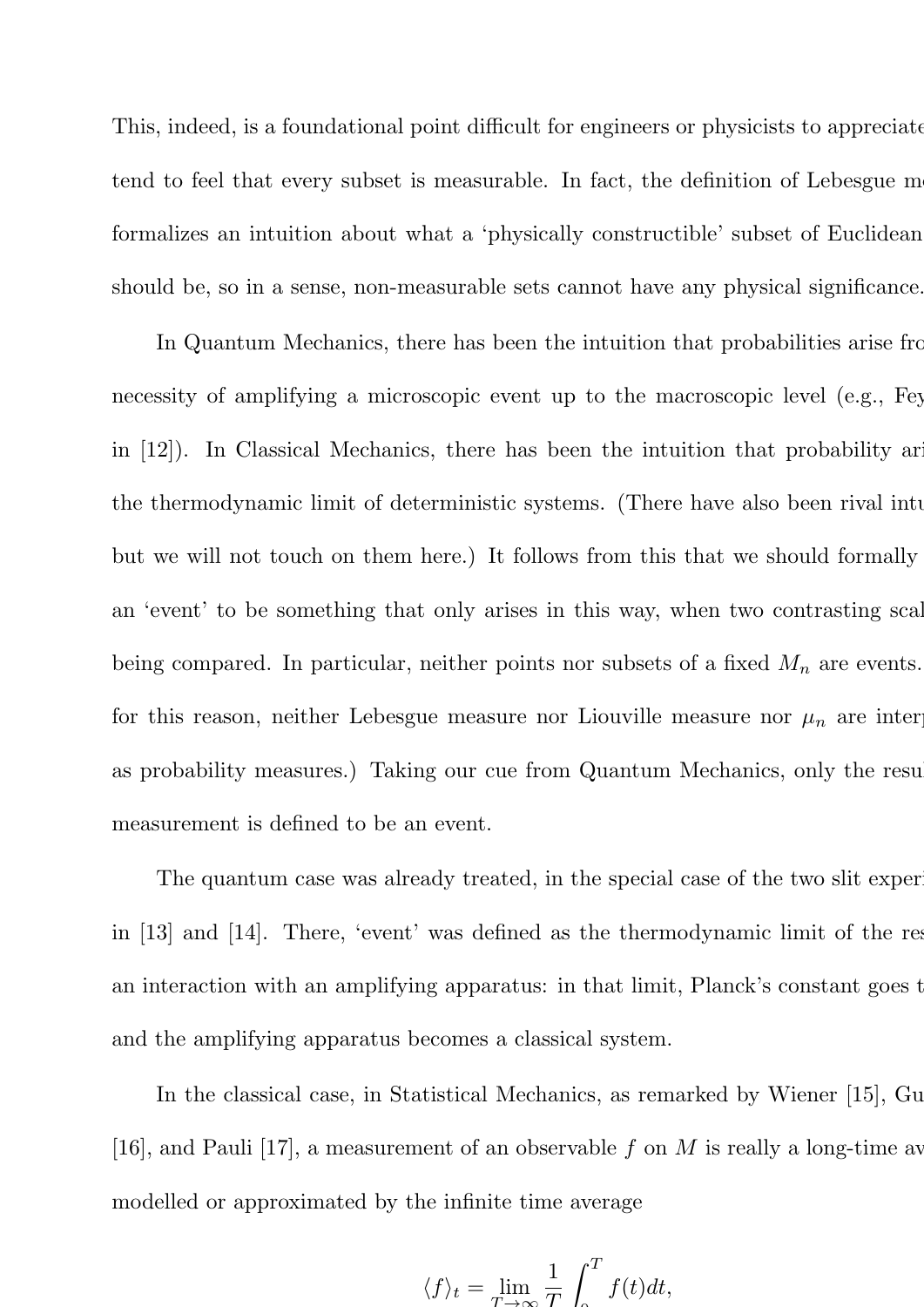This, indeed, is a foundational point difficult for engineers or physicists to appreciate tend to feel that every subset is measurable. In fact, the definition of Lebesgue me formalizes an intuition about what a 'physically constructible' subset of Euclidean should be, so in a sense, non-measurable sets cannot have any physical significance.

In Quantum Mechanics, there has been the intuition that probabilities arise fro necessity of amplifying a microscopic event up to the macroscopic level (e.g., Fey in [12]). In Classical Mechanics, there has been the intuition that probability ari the thermodynamic limit of deterministic systems. (There have also been rival intu but we will not touch on them here.) It follows from this that we should formally an 'event' to be something that only arises in this way, when two contrasting scal being compared. In particular, neither points nor subsets of a fixed $M_n$ are events. for this reason, neither Lebesgue measure nor Liouville measure nor $\mu_n$ are interp as probability measures.) Taking our cue from Quantum Mechanics, only the resu measurement is defined to be an event.

The quantum case was already treated, in the special case of the two slit experi in [13] and [14]. There, 'event' was defined as the thermodynamic limit of the res an interaction with an amplifying apparatus: in that limit, Planck's constant goes t and the amplifying apparatus becomes a classical system.

In the classical case, in Statistical Mechanics, as remarked by Wiener [15], Gu [16], and Pauli [17], a measurement of an observable $f$ on $M$ is really a long-time av modelled or approximated by the infinite time average

$$\langle f \rangle_t = \lim_{T \to \infty} \frac{1}{T} \int_0^T f(t) dt,$$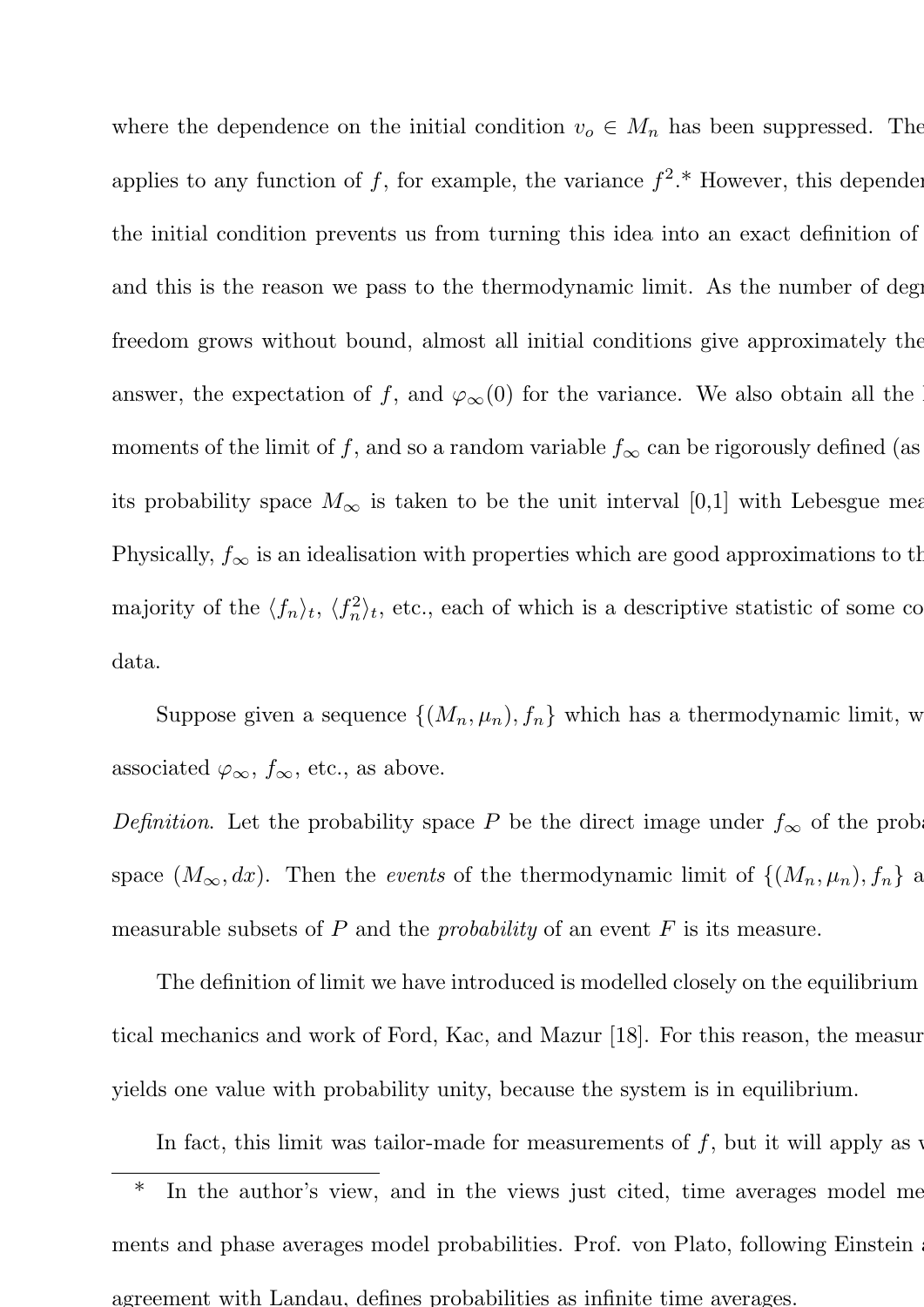where the dependence on the initial condition $v_o \in M_n$ has been suppressed. The applies to any function of $f$, for example, the variance $f^2$.* However, this dependen the initial condition prevents us from turning this idea into an exact definition of and this is the reason we pass to the thermodynamic limit. As the number of degr freedom grows without bound, almost all initial conditions give approximately the answer, the expectation of $f$, and $\varphi_\infty(0)$ for the variance. We also obtain all the moments of the limit of $f$, and so a random variable $f_\infty$ can be rigorously defined (as its probability space $M_\infty$ is taken to be the unit interval [0,1] with Lebesgue mea Physically, $f_\infty$ is an idealisation with properties which are good approximations to th majority of the $\langle f_n \rangle_t$, $\langle f_n^2 \rangle_t$, etc., each of which is a descriptive statistic of some co data.

Suppose given a sequence $\{(M_n, \mu_n), f_n\}$ which has a thermodynamic limit, w associated $\varphi_\infty$, $f_\infty$, etc., as above.

*Definition*. Let the probability space $P$ be the direct image under $f_\infty$ of the proba space $(M_\infty, dx)$. Then the *events* of the thermodynamic limit of $\{(M_n, \mu_n), f_n\}$ a measurable subsets of $P$ and the *probability* of an event $F$ is its measure.

The definition of limit we have introduced is modelled closely on the equilibrium tical mechanics and work of Ford, Kac, and Mazur [18]. For this reason, the measur yields one value with probability unity, because the system is in equilibrium.

In fact, this limit was tailor-made for measurements of $f$, but it will apply as w

---

\* In the author's view, and in the views just cited, time averages model me ments and phase averages model probabilities. Prof. von Plato, following Einstein agreement with Landau, defines probabilities as infinite time averages.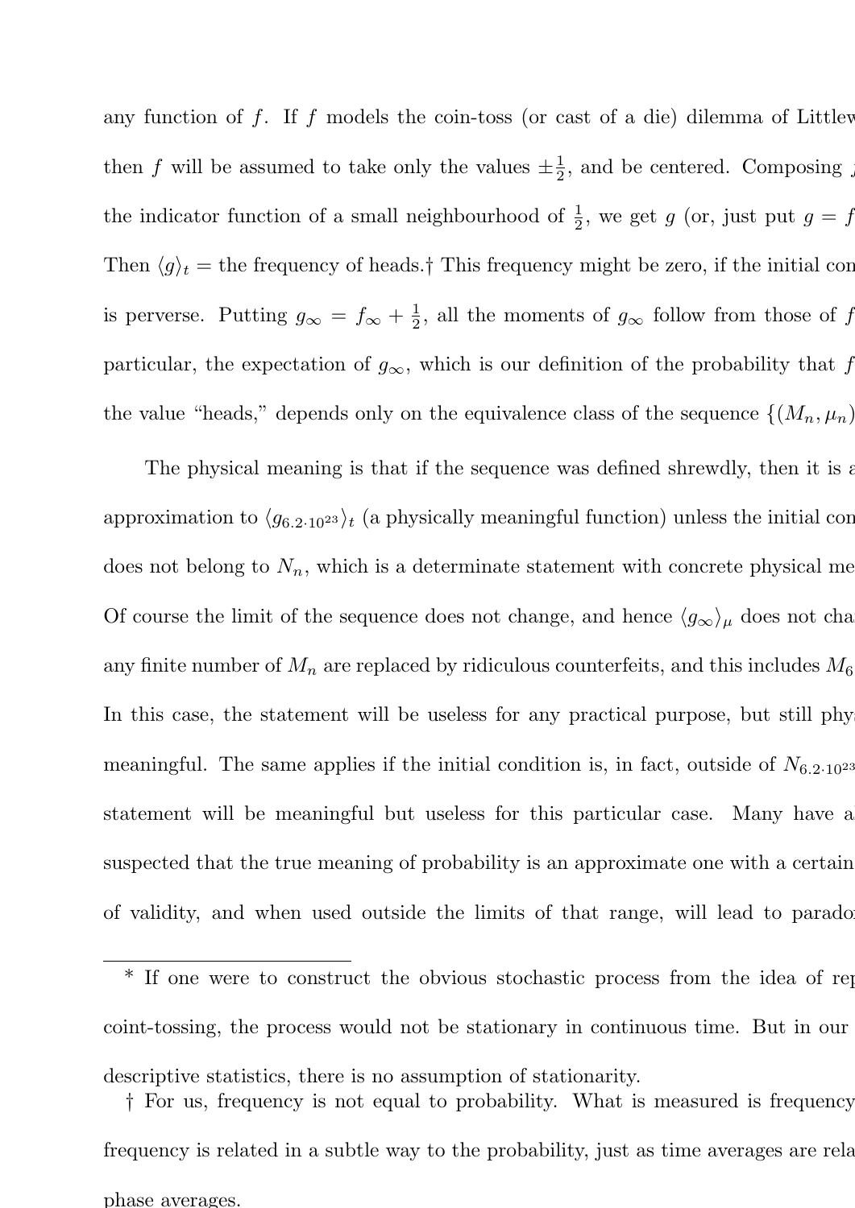any function of $f$. If $f$ models the coin-toss (or cast of a die) dilemma of Littlew

then $f$ will be assumed to take only the values $\pm\frac{1}{2}$, and be centered. Composing 

the indicator function of a small neighbourhood of $\frac{1}{2}$, we get $g$ (or, just put $g = f$

Then $\langle g\rangle_t$ = the frequency of heads.† This frequency might be zero, if the initial con

is perverse. Putting $g_\infty = f_\infty + \frac{1}{2}$, all the moments of $g_\infty$ follow from those of $f$

particular, the expectation of $g_\infty$, which is our definition of the probability that $f$

the value "heads," depends only on the equivalence class of the sequence $\{(M_n, \mu_n)$

The physical meaning is that if the sequence was defined shrewdly, then it is a

approximation to $\langle g_{6.2\cdot 10^{23}}\rangle_t$ (a physically meaningful function) unless the initial con

does not belong to $N_n$, which is a determinate statement with concrete physical me

Of course the limit of the sequence does not change, and hence $\langle g_\infty\rangle_\mu$ does not cha

any finite number of $M_n$ are replaced by ridiculous counterfeits, and this includes $M_6$

In this case, the statement will be useless for any practical purpose, but still phy

meaningful. The same applies if the initial condition is, in fact, outside of $N_{6.2\cdot 10^{23}}$

statement will be meaningful but useless for this particular case. Many have a

suspected that the true meaning of probability is an approximate one with a certain

of validity, and when used outside the limits of that range, will lead to parado

---

* If one were to construct the obvious stochastic process from the idea of rep coint-tossing, the process would not be stationary in continuous time. But in our descriptive statistics, there is no assumption of stationarity.

† For us, frequency is not equal to probability. What is measured is frequency frequency is related in a subtle way to the probability, just as time averages are rela phase averages.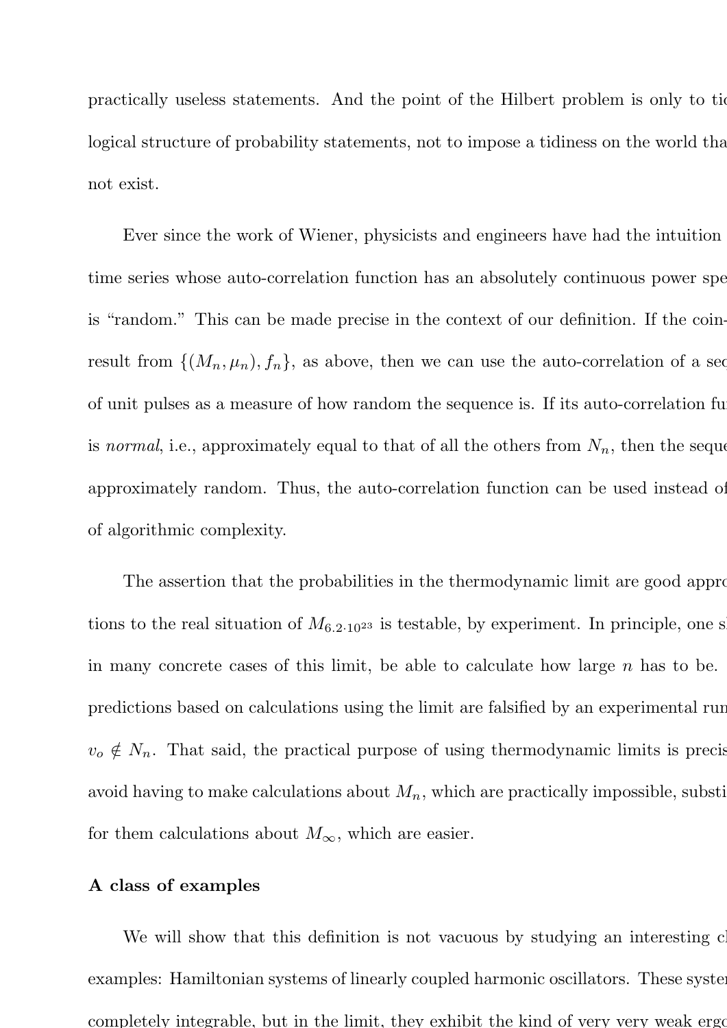practically useless statements. And the point of the Hilbert problem is only to tid logical structure of probability statements, not to impose a tidiness on the world tha not exist.

Ever since the work of Wiener, physicists and engineers have had the intuition time series whose auto-correlation function has an absolutely continuous power spe is "random." This can be made precise in the context of our definition. If the coin-result from $\{(M_n, \mu_n), f_n\}$, as above, then we can use the auto-correlation of a seq of unit pulses as a measure of how random the sequence is. If its auto-correlation fu is *normal*, i.e., approximately equal to that of all the others from $N_n$, then the seque approximately random. Thus, the auto-correlation function can be used instead of of algorithmic complexity.

The assertion that the probabilities in the thermodynamic limit are good appro tions to the real situation of $M_{6.2\cdot 10^{23}}$ is testable, by experiment. In principle, one sh in many concrete cases of this limit, be able to calculate how large $n$ has to be. predictions based on calculations using the limit are falsified by an experimental run $v_o \notin N_n$. That said, the practical purpose of using thermodynamic limits is precis avoid having to make calculations about $M_n$, which are practically impossible, substi for them calculations about $M_\infty$, which are easier.

**A class of examples**

We will show that this definition is not vacuous by studying an interesting cl examples: Hamiltonian systems of linearly coupled harmonic oscillators. These system completely integrable, but in the limit, they exhibit the kind of very very weak ergo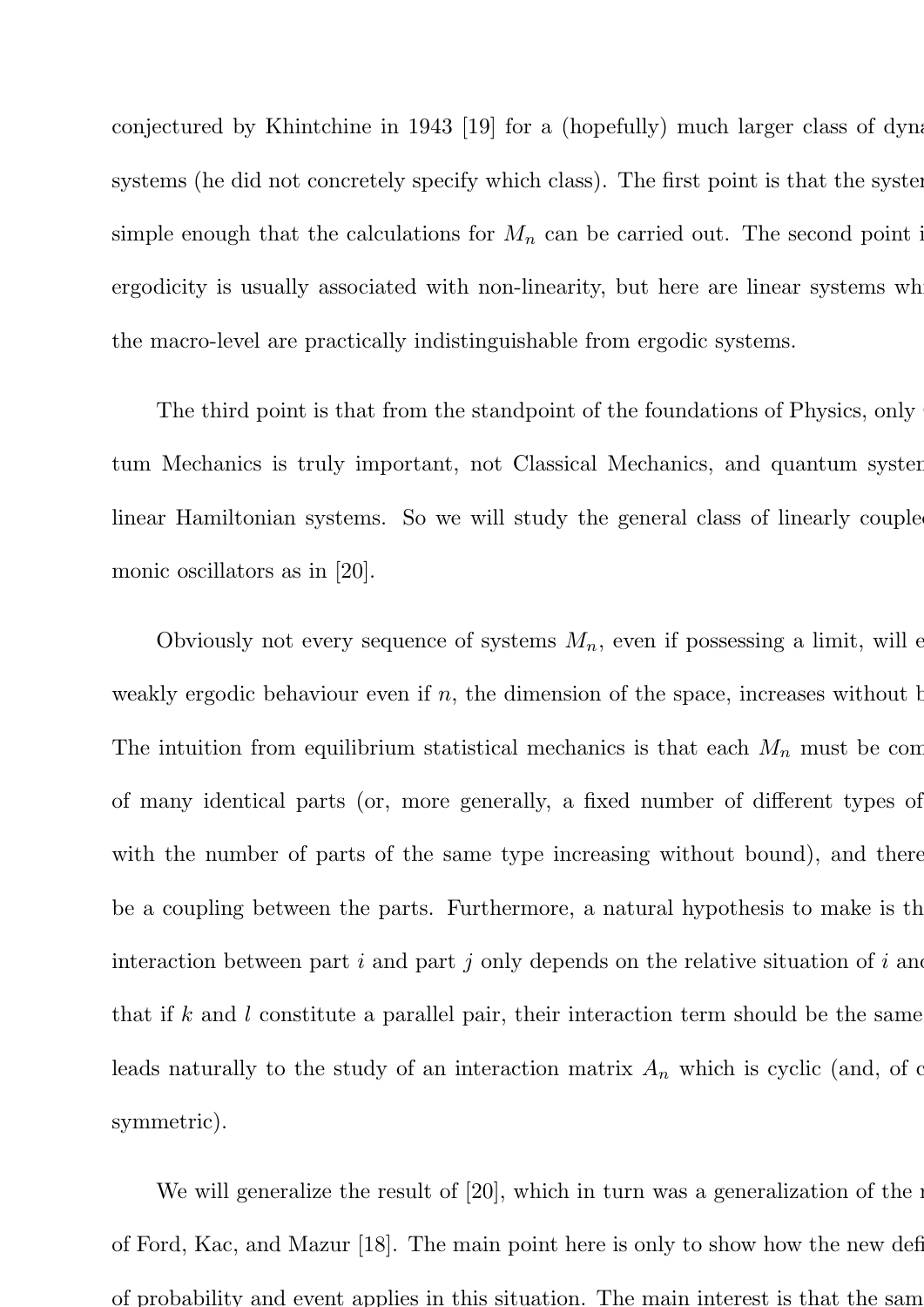conjectured by Khintchine in 1943 [19] for a (hopefully) much larger class of dyna systems (he did not concretely specify which class). The first point is that the syster simple enough that the calculations for $M_n$ can be carried out. The second point i ergodicity is usually associated with non-linearity, but here are linear systems wh the macro-level are practically indistinguishable from ergodic systems.

The third point is that from the standpoint of the foundations of Physics, only tum Mechanics is truly important, not Classical Mechanics, and quantum systen linear Hamiltonian systems. So we will study the general class of linearly couple monic oscillators as in [20].

Obviously not every sequence of systems $M_n$, even if possessing a limit, will e weakly ergodic behaviour even if $n$, the dimension of the space, increases without b The intuition from equilibrium statistical mechanics is that each $M_n$ must be com of many identical parts (or, more generally, a fixed number of different types of with the number of parts of the same type increasing without bound), and there be a coupling between the parts. Furthermore, a natural hypothesis to make is th interaction between part $i$ and part $j$ only depends on the relative situation of $i$ and that if $k$ and $l$ constitute a parallel pair, their interaction term should be the same leads naturally to the study of an interaction matrix $A_n$ which is cyclic (and, of c symmetric).

We will generalize the result of [20], which in turn was a generalization of the r of Ford, Kac, and Mazur [18]. The main point here is only to show how the new defi of probability and event applies in this situation. The main interest is that the sam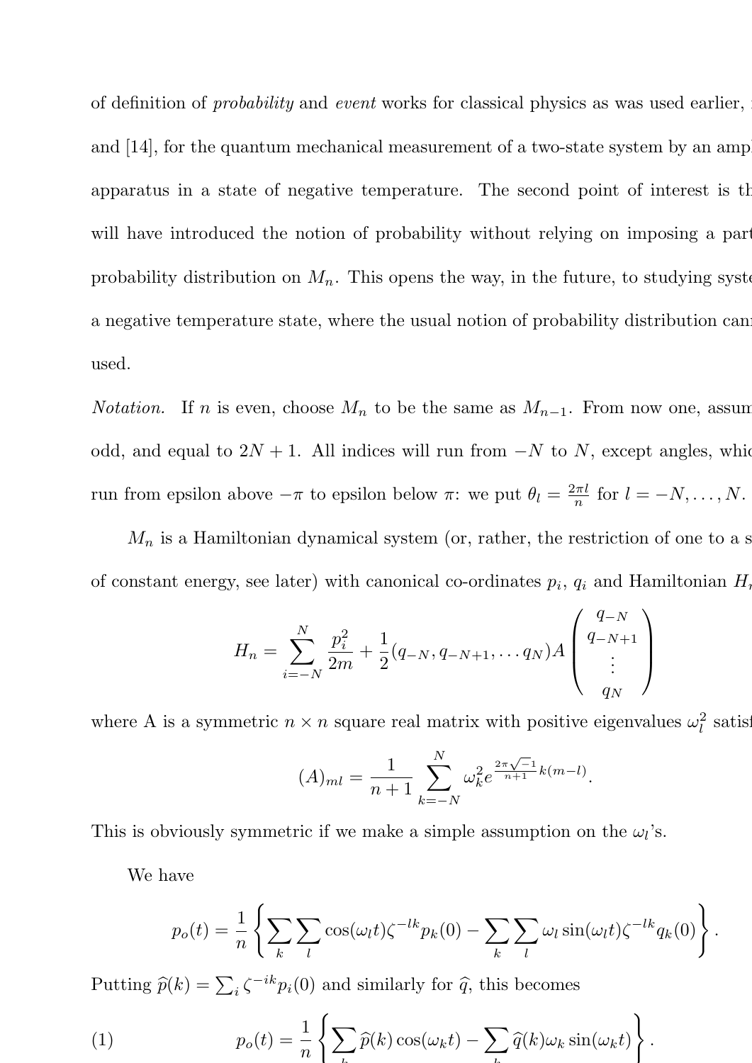of definition of *probability* and *event* works for classical physics as was used earlier, and [14], for the quantum mechanical measurement of a two-state system by an amplifying apparatus in a state of negative temperature. The second point of interest is that we will have introduced the notion of probability without relying on imposing a particular probability distribution on $M_n$. This opens the way, in the future, to studying systems in a negative temperature state, where the usual notion of probability distribution cannot be used.

*Notation.* If $n$ is even, choose $M_n$ to be the same as $M_{n-1}$. From now one, assume $n$ odd, and equal to $2N+1$. All indices will run from $-N$ to $N$, except angles, which run from epsilon above $-\pi$ to epsilon below $\pi$: we put $\theta_l = \frac{2\pi l}{n}$ for $l = -N, \ldots, N$.

$M_n$ is a Hamiltonian dynamical system (or, rather, the restriction of one to a surface of constant energy, see later) with canonical co-ordinates $p_i$, $q_i$ and Hamiltonian $H_n$

$$H_n = \sum_{i=-N}^{N} \frac{p_i^2}{2m} + \frac{1}{2}(q_{-N}, q_{-N+1}, \ldots q_N) A \begin{pmatrix} q_{-N} \\ q_{-N+1} \\ \vdots \\ q_N \end{pmatrix}$$

where A is a symmetric $n \times n$ square real matrix with positive eigenvalues $\omega_l^2$ satisfying

$$(A)_{ml} = \frac{1}{n+1} \sum_{k=-N}^{N} \omega_k^2 e^{\frac{2\pi\sqrt{-1}}{n+1} k(m-l)}.$$

This is obviously symmetric if we make a simple assumption on the $\omega_l$'s.

We have

$$p_o(t) = \frac{1}{n} \left\{ \sum_k \sum_l \cos(\omega_l t) \zeta^{-lk} p_k(0) - \sum_k \sum_l \omega_l \sin(\omega_l t) \zeta^{-lk} q_k(0) \right\}.$$

Putting $\widehat{p}(k) = \sum_i \zeta^{-ik} p_i(0)$ and similarly for $\widehat{q}$, this becomes

$$p_o(t) = \frac{1}{n} \left\{ \sum_k \widehat{p}(k) \cos(\omega_k t) - \sum_k \widehat{q}(k) \omega_k \sin(\omega_k t) \right\}. \tag{1}$$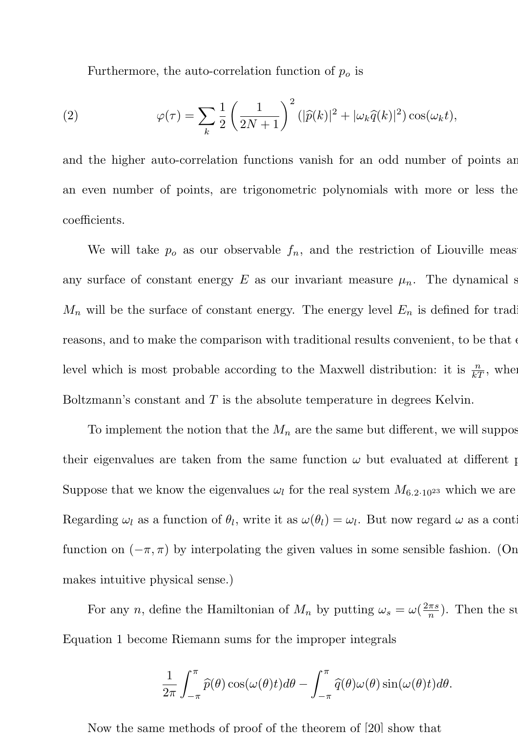Furthermore, the auto-correlation function of $p_o$ is

$$\varphi(\tau) = \sum_k \frac{1}{2}\left(\frac{1}{2N+1}\right)^2 (|\widehat{p}(k)|^2 + |\omega_k \widehat{q}(k)|^2)\cos(\omega_k t), \tag{2}$$

and the higher auto-correlation functions vanish for an odd number of points an an even number of points, are trigonometric polynomials with more or less the coefficients.

We will take $p_o$ as our observable $f_n$, and the restriction of Liouville meas any surface of constant energy $E$ as our invariant measure $\mu_n$. The dynamical s $M_n$ will be the surface of constant energy. The energy level $E_n$ is defined for tradi reasons, and to make the comparison with traditional results convenient, to be that e level which is most probable according to the Maxwell distribution: it is $\frac{n}{kT}$, wher Boltzmann's constant and $T$ is the absolute temperature in degrees Kelvin.

To implement the notion that the $M_n$ are the same but different, we will suppos their eigenvalues are taken from the same function $\omega$ but evaluated at different p Suppose that we know the eigenvalues $\omega_l$ for the real system $M_{6.2 \cdot 10^{23}}$ which we are Regarding $\omega_l$ as a function of $\theta_l$, write it as $\omega(\theta_l) = \omega_l$. But now regard $\omega$ as a conti function on $(-\pi, \pi)$ by interpolating the given values in some sensible fashion. (On makes intuitive physical sense.)

For any $n$, define the Hamiltonian of $M_n$ by putting $\omega_s = \omega(\frac{2\pi s}{n})$. Then the su Equation 1 become Riemann sums for the improper integrals

$$\frac{1}{2\pi}\int_{-\pi}^{\pi} \widehat{p}(\theta)\cos(\omega(\theta)t)d\theta - \int_{-\pi}^{\pi} \widehat{q}(\theta)\omega(\theta)\sin(\omega(\theta)t)d\theta.$$

Now the same methods of proof of the theorem of [20] show that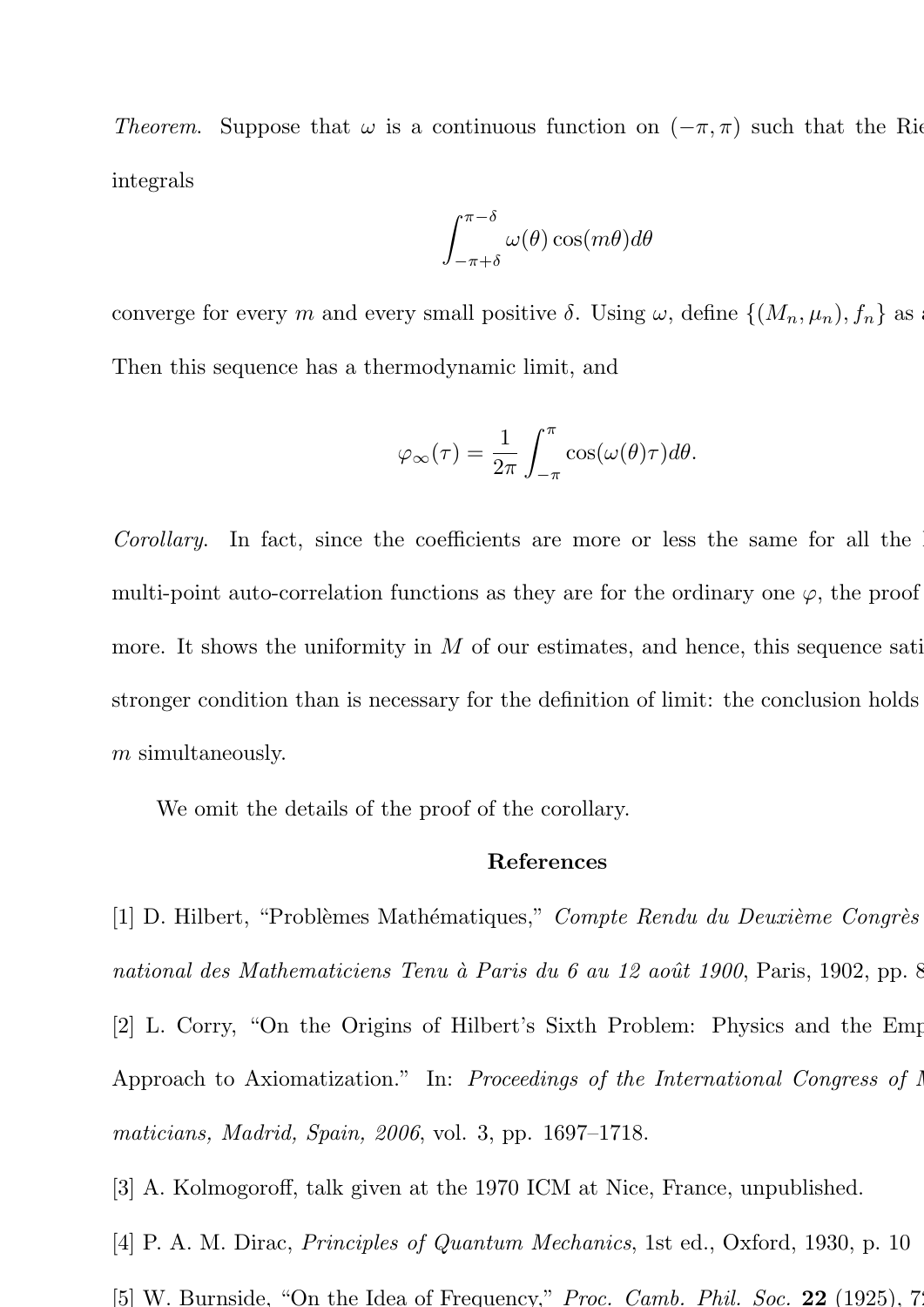*Theorem.* Suppose that $\omega$ is a continuous function on $(-\pi, \pi)$ such that the Rie

integrals

$$\int_{-\pi+\delta}^{\pi-\delta} \omega(\theta) \cos(m\theta) d\theta$$

converge for every $m$ and every small positive $\delta$. Using $\omega$, define $\{(M_n, \mu_n), f_n\}$ as a

Then this sequence has a thermodynamic limit, and

$$\varphi_\infty(\tau) = \frac{1}{2\pi} \int_{-\pi}^{\pi} \cos(\omega(\theta)\tau) d\theta.$$

*Corollary.* In fact, since the coefficients are more or less the same for all the

multi-point auto-correlation functions as they are for the ordinary one $\varphi$, the proof

more. It shows the uniformity in $M$ of our estimates, and hence, this sequence sati

stronger condition than is necessary for the definition of limit: the conclusion holds

$m$ simultaneously.

We omit the details of the proof of the corollary.

**References**

[1] D. Hilbert, "Problèmes Mathématiques," *Compte Rendu du Deuxième Congrès national des Mathematiciens Tenu à Paris du 6 au 12 août 1900*, Paris, 1902, pp. 8

[2] L. Corry, "On the Origins of Hilbert's Sixth Problem: Physics and the Emp Approach to Axiomatization." In: *Proceedings of the International Congress of M maticians, Madrid, Spain, 2006*, vol. 3, pp. 1697–1718.

[3] A. Kolmogoroff, talk given at the 1970 ICM at Nice, France, unpublished.

[4] P. A. M. Dirac, *Principles of Quantum Mechanics*, 1st ed., Oxford, 1930, p. 10

[5] W. Burnside, "On the Idea of Frequency," *Proc. Camb. Phil. Soc.* **22** (1925), 7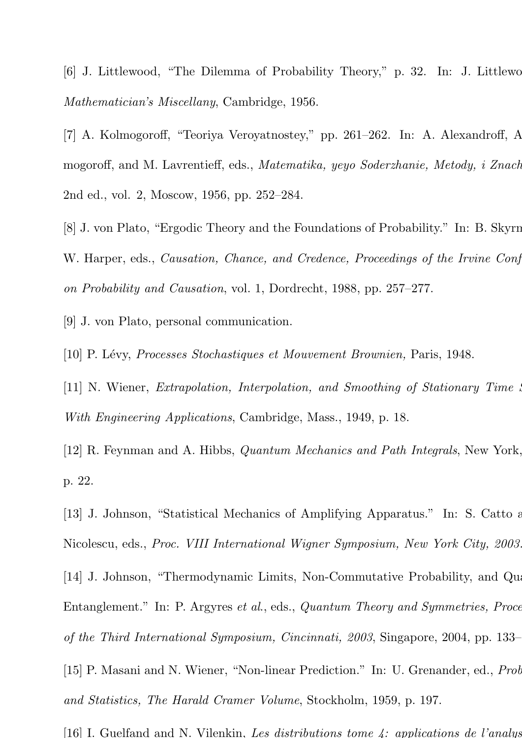[6] J. Littlewood, “The Dilemma of Probability Theory,” p. 32. In: J. Littlewo *Mathematician's Miscellany*, Cambridge, 1956.

[7] A. Kolmogoroff, “Teoriya Veroyatnostey,” pp. 261–262. In: A. Alexandroff, A mogoroff, and M. Lavrentieff, eds., *Matematika, yeyo Soderzhanie, Metody, i Znach* 2nd ed., vol. 2, Moscow, 1956, pp. 252–284.

[8] J. von Plato, “Ergodic Theory and the Foundations of Probability.” In: B. Skyrn W. Harper, eds., *Causation, Chance, and Credence, Proceedings of the Irvine Conf on Probability and Causation*, vol. 1, Dordrecht, 1988, pp. 257–277.

[9] J. von Plato, personal communication.

[10] P. Lévy, *Processes Stochastiques et Mouvement Brownien,* Paris, 1948.

[11] N. Wiener, *Extrapolation, Interpolation, and Smoothing of Stationary Time S With Engineering Applications*, Cambridge, Mass., 1949, p. 18.

[12] R. Feynman and A. Hibbs, *Quantum Mechanics and Path Integrals*, New York, p. 22.

[13] J. Johnson, “Statistical Mechanics of Amplifying Apparatus.” In: S. Catto a Nicolescu, eds., *Proc. VIII International Wigner Symposium, New York City, 2003.*

[14] J. Johnson, “Thermodynamic Limits, Non-Commutative Probability, and Qua Entanglement.” In: P. Argyres *et al.*, eds., *Quantum Theory and Symmetries, Proce of the Third International Symposium, Cincinnati, 2003*, Singapore, 2004, pp. 133–

[15] P. Masani and N. Wiener, “Non-linear Prediction.” In: U. Grenander, ed., *Prob and Statistics, The Harald Cramer Volume*, Stockholm, 1959, p. 197.

[16] I. Guelfand and N. Vilenkin, *Les distributions tome 4: applications de l'analys*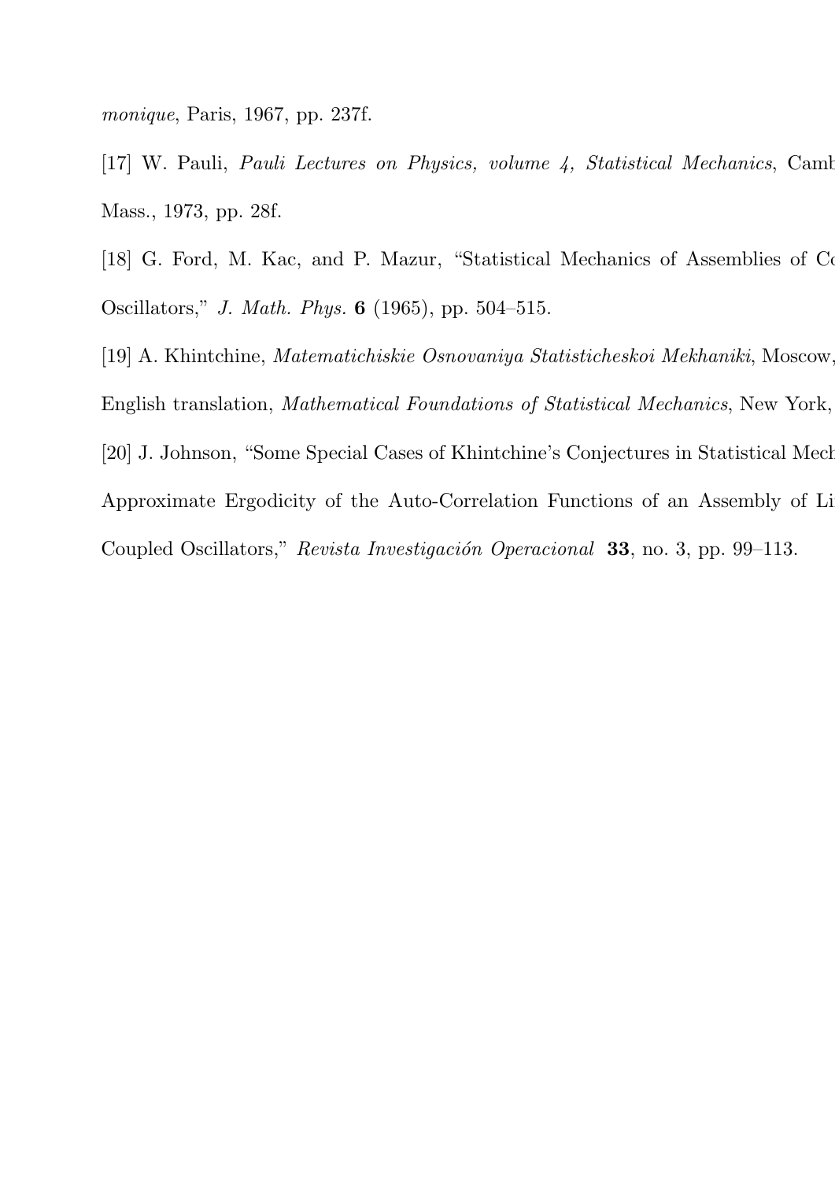*monique*, Paris, 1967, pp. 237f.

[17] W. Pauli, *Pauli Lectures on Physics, volume 4, Statistical Mechanics*, Camb

Mass., 1973, pp. 28f.

[18] G. Ford, M. Kac, and P. Mazur, "Statistical Mechanics of Assemblies of Co

Oscillators," *J. Math. Phys.* **6** (1965), pp. 504–515.

[19] A. Khintchine, *Matematichiskie Osnovaniya Statisticheskoi Mekhaniki*, Moscow,

English translation, *Mathematical Foundations of Statistical Mechanics*, New York,

[20] J. Johnson, "Some Special Cases of Khintchine's Conjectures in Statistical Mech

Approximate Ergodicity of the Auto-Correlation Functions of an Assembly of Li

Coupled Oscillators," *Revista Investigación Operacional* **33**, no. 3, pp. 99–113.